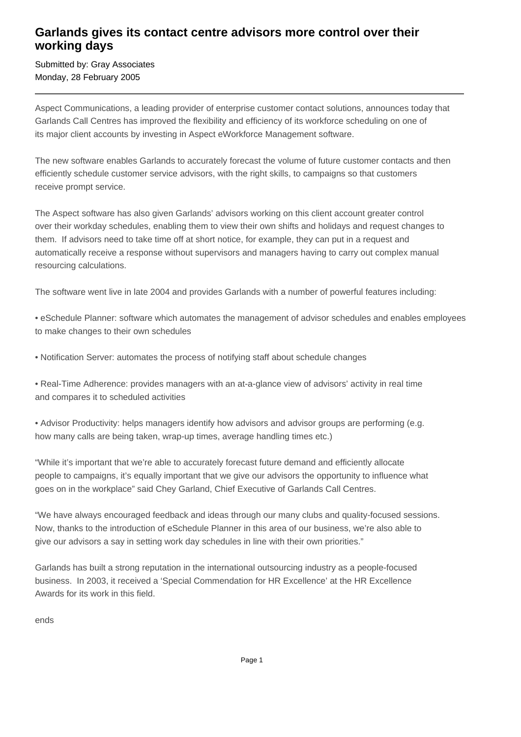# Garlands gives its contact centre advisors more control over their working days

Submitted by: Gray Associates
Monday, 28 February 2005

---

Aspect Communications, a leading provider of enterprise customer contact solutions, announces today that Garlands Call Centres has improved the flexibility and efficiency of its workforce scheduling on one of its major client accounts by investing in Aspect eWorkforce Management software.

The new software enables Garlands to accurately forecast the volume of future customer contacts and then efficiently schedule customer service advisors, with the right skills, to campaigns so that customers receive prompt service.

The Aspect software has also given Garlands' advisors working on this client account greater control over their workday schedules, enabling them to view their own shifts and holidays and request changes to them. If advisors need to take time off at short notice, for example, they can put in a request and automatically receive a response without supervisors and managers having to carry out complex manual resourcing calculations.

The software went live in late 2004 and provides Garlands with a number of powerful features including:

• eSchedule Planner: software which automates the management of advisor schedules and enables employees to make changes to their own schedules

• Notification Server: automates the process of notifying staff about schedule changes

• Real-Time Adherence: provides managers with an at-a-glance view of advisors' activity in real time and compares it to scheduled activities

• Advisor Productivity: helps managers identify how advisors and advisor groups are performing (e.g. how many calls are being taken, wrap-up times, average handling times etc.)

"While it's important that we're able to accurately forecast future demand and efficiently allocate people to campaigns, it's equally important that we give our advisors the opportunity to influence what goes on in the workplace" said Chey Garland, Chief Executive of Garlands Call Centres.

"We have always encouraged feedback and ideas through our many clubs and quality-focused sessions. Now, thanks to the introduction of eSchedule Planner in this area of our business, we're also able to give our advisors a say in setting work day schedules in line with their own priorities."

Garlands has built a strong reputation in the international outsourcing industry as a people-focused business. In 2003, it received a 'Special Commendation for HR Excellence' at the HR Excellence Awards for its work in this field.

ends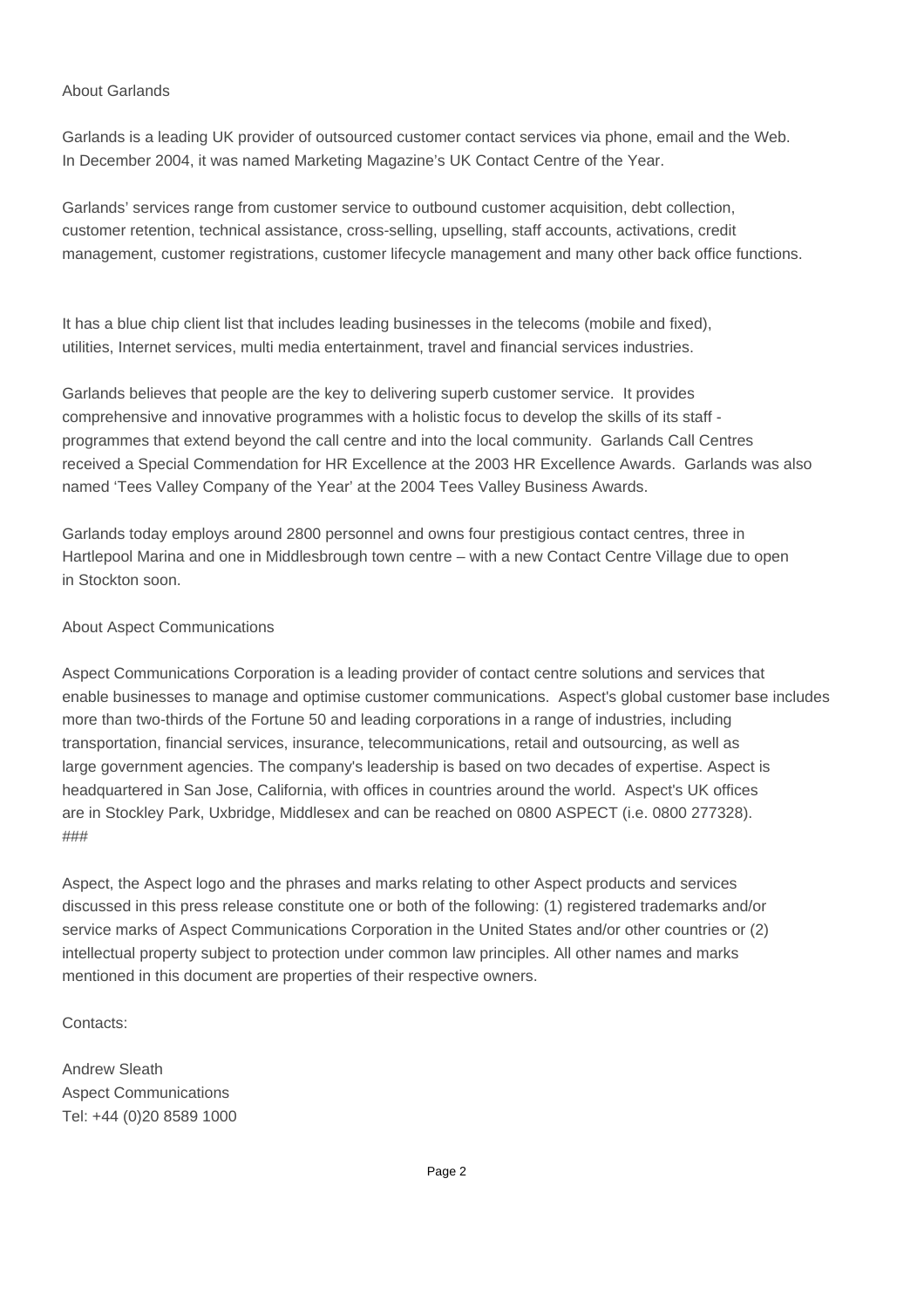## About Garlands

Garlands is a leading UK provider of outsourced customer contact services via phone, email and the Web. In December 2004, it was named Marketing Magazine's UK Contact Centre of the Year.

Garlands' services range from customer service to outbound customer acquisition, debt collection, customer retention, technical assistance, cross-selling, upselling, staff accounts, activations, credit management, customer registrations, customer lifecycle management and many other back office functions.

It has a blue chip client list that includes leading businesses in the telecoms (mobile and fixed), utilities, Internet services, multi media entertainment, travel and financial services industries.

Garlands believes that people are the key to delivering superb customer service. It provides comprehensive and innovative programmes with a holistic focus to develop the skills of its staff - programmes that extend beyond the call centre and into the local community. Garlands Call Centres received a Special Commendation for HR Excellence at the 2003 HR Excellence Awards. Garlands was also named 'Tees Valley Company of the Year' at the 2004 Tees Valley Business Awards.

Garlands today employs around 2800 personnel and owns four prestigious contact centres, three in Hartlepool Marina and one in Middlesbrough town centre – with a new Contact Centre Village due to open in Stockton soon.

## About Aspect Communications

Aspect Communications Corporation is a leading provider of contact centre solutions and services that enable businesses to manage and optimise customer communications. Aspect's global customer base includes more than two-thirds of the Fortune 50 and leading corporations in a range of industries, including transportation, financial services, insurance, telecommunications, retail and outsourcing, as well as large government agencies. The company's leadership is based on two decades of expertise. Aspect is headquartered in San Jose, California, with offices in countries around the world. Aspect's UK offices are in Stockley Park, Uxbridge, Middlesex and can be reached on 0800 ASPECT (i.e. 0800 277328).
###

Aspect, the Aspect logo and the phrases and marks relating to other Aspect products and services discussed in this press release constitute one or both of the following: (1) registered trademarks and/or service marks of Aspect Communications Corporation in the United States and/or other countries or (2) intellectual property subject to protection under common law principles. All other names and marks mentioned in this document are properties of their respective owners.

Contacts:

Andrew Sleath
Aspect Communications
Tel: +44 (0)20 8589 1000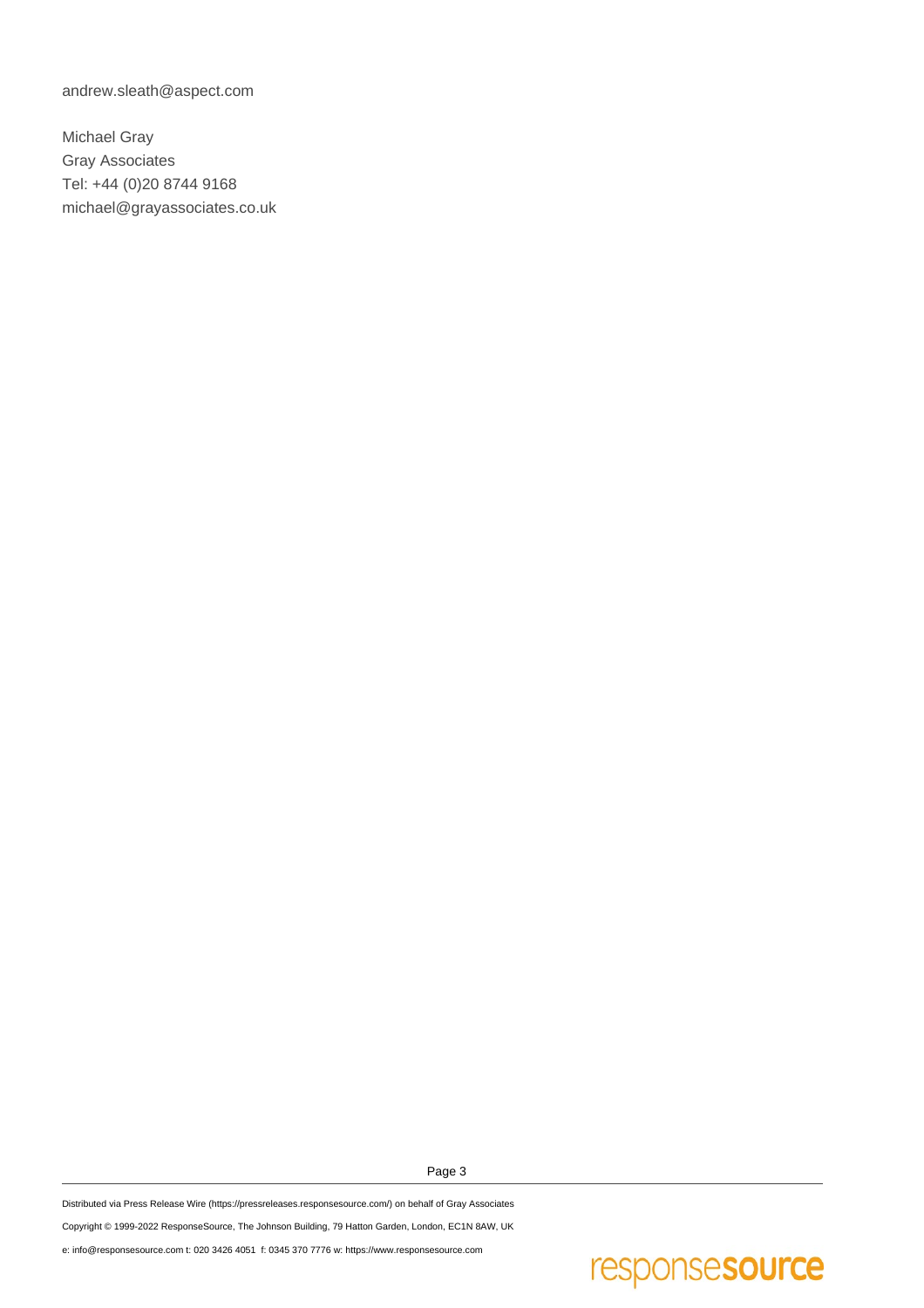andrew.sleath@aspect.com

Michael Gray
Gray Associates
Tel: +44 (0)20 8744 9168
michael@grayassociates.co.uk